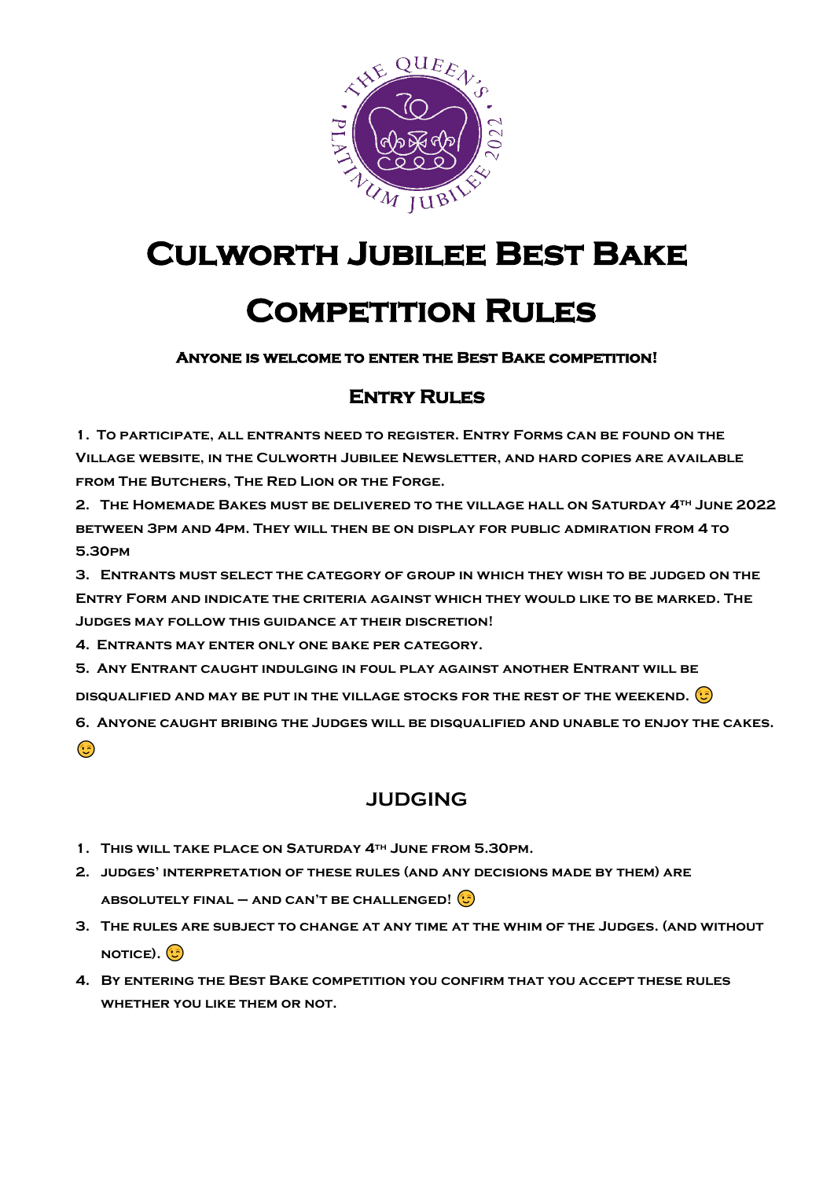# Culworth Jubilee Best Bake Competition Rules

**Anyone is welcome to enter the Best Bake competition!**

## Entry Rules

1. To participate, all entrants need to register. Entry Forms can be found on the Village website, in the Culworth Jubilee Newsletter, and hard copies are available from The Butchers, The Red Lion or The Forge.
2. The Homemade Bakes must be delivered to the village hall on Saturday 4th June 2022 between 3pm and 4pm. They will then be on display for public admiration from 4 to 5.30pm
3. Entrants must select the category of group in which they wish to be judged on the Entry Form and indicate the criteria against which they would like to be marked. The Judges may follow this guidance at their discretion!
4. Entrants may enter only one bake per category.
5. Any Entrant caught indulging in foul play against another Entrant will be disqualified and may be put in the village stocks for the rest of the weekend. 😉
6. Anyone caught bribing the Judges will be disqualified and unable to enjoy the cakes. 😉

## JUDGING

1. This will take place on Saturday 4th June from 5.30pm.
2. Judges' interpretation of these rules (and any decisions made by them) are absolutely final – and can't be challenged! 😉
3. The rules are subject to change at any time at the whim of the Judges. (and without notice). 😉
4. By entering the Best Bake competition you confirm that you accept these rules whether you like them or not.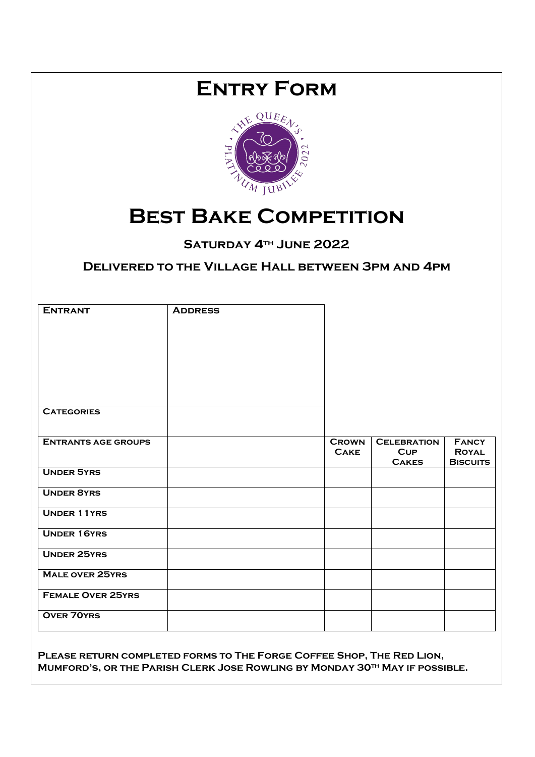# Entry Form

# Best Bake Competition

### Saturday 4th June 2022

### Delivered to the Village Hall between 3pm and 4pm

| Entrant | Address |
|---|---|
| | |
| Categories | |

| Entrants Age Groups | | Crown Cake | Celebration Cup Cakes | Fancy Royal Biscuits |
|---|---|---|---|---|
| Under 5yrs | | | | |
| Under 8yrs | | | | |
| Under 11yrs | | | | |
| Under 16yrs | | | | |
| Under 25yrs | | | | |
| Male over 25yrs | | | | |
| Female Over 25yrs | | | | |
| Over 70yrs | | | | |

**Please return completed forms to The Forge Coffee Shop, The Red Lion, Mumford's, or the Parish Clerk Jose Rowling by Monday 30th May if possible.**